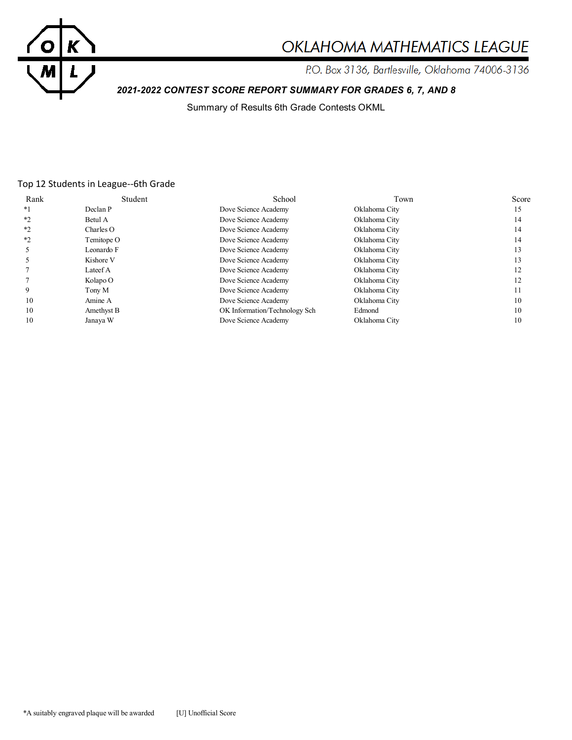# OKLAHOMA MATHEMATICS LEAGUE

P.O. Box 3136, Bartlesville, Oklahoma 74006-3136

***2021-2022 CONTEST SCORE REPORT SUMMARY FOR GRADES 6, 7, AND 8***

Summary of Results 6th Grade Contests OKML

## Top 12 Students in League--6th Grade

| Rank | Student | School | Town | Score |
|---|---|---|---|---|
| *1 | Declan P | Dove Science Academy | Oklahoma City | 15 |
| *2 | Betul A | Dove Science Academy | Oklahoma City | 14 |
| *2 | Charles O | Dove Science Academy | Oklahoma City | 14 |
| *2 | Temitope O | Dove Science Academy | Oklahoma City | 14 |
| 5 | Leonardo F | Dove Science Academy | Oklahoma City | 13 |
| 5 | Kishore V | Dove Science Academy | Oklahoma City | 13 |
| 7 | Lateef A | Dove Science Academy | Oklahoma City | 12 |
| 7 | Kolapo O | Dove Science Academy | Oklahoma City | 12 |
| 9 | Tony M | Dove Science Academy | Oklahoma City | 11 |
| 10 | Amine A | Dove Science Academy | Oklahoma City | 10 |
| 10 | Amethyst B | OK Information/Technology Sch | Edmond | 10 |
| 10 | Janaya W | Dove Science Academy | Oklahoma City | 10 |

*A suitably engraved plaque will be awarded [U] Unofficial Score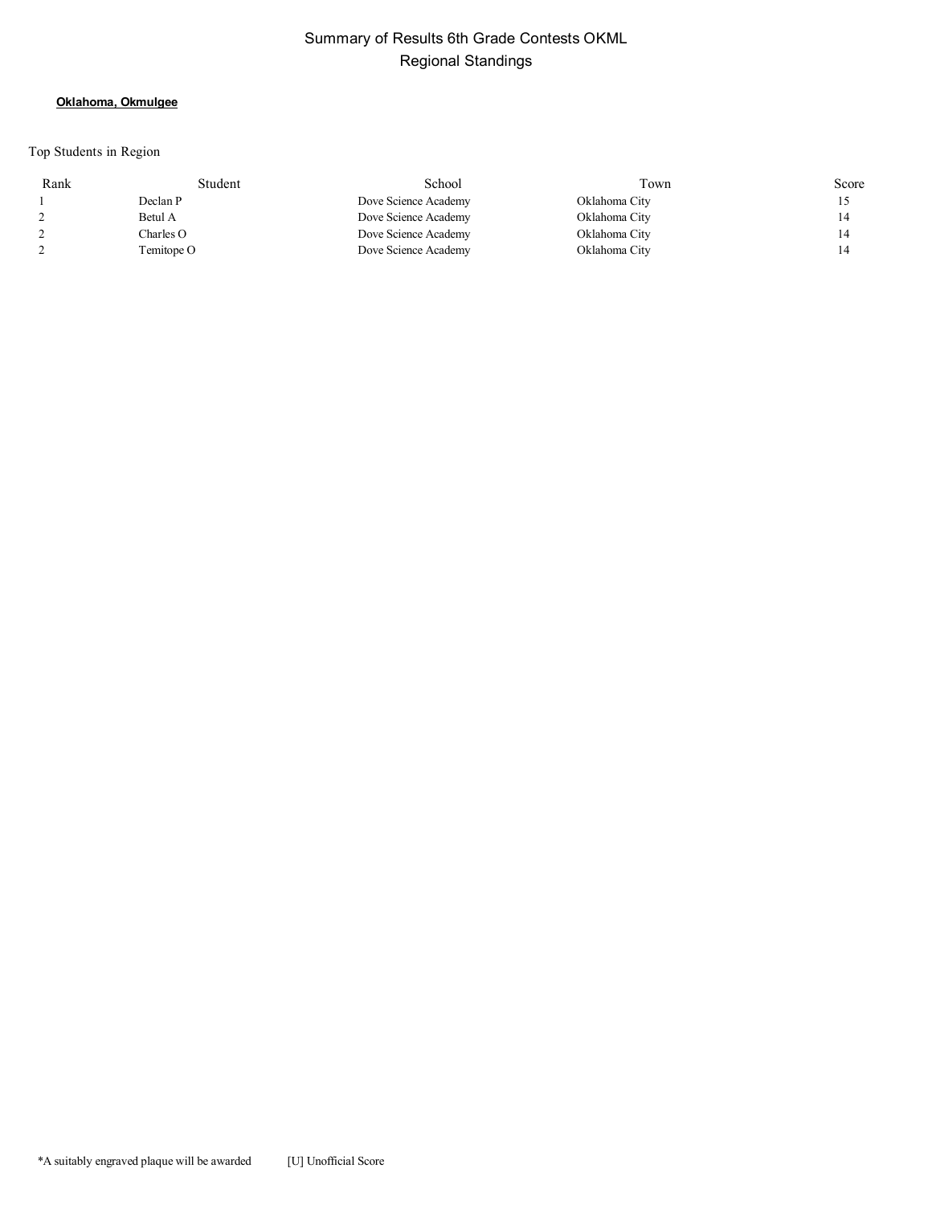# Summary of Results 6th Grade Contests OKML
## Regional Standings

**Oklahoma, Okmulgee**

Top Students in Region

| Rank | Student | School | Town | Score |
|---|---|---|---|---|
| 1 | Declan P | Dove Science Academy | Oklahoma City | 15 |
| 2 | Betul A | Dove Science Academy | Oklahoma City | 14 |
| 2 | Charles O | Dove Science Academy | Oklahoma City | 14 |
| 2 | Temitope O | Dove Science Academy | Oklahoma City | 14 |

*A suitably engraved plaque will be awarded    [U] Unofficial Score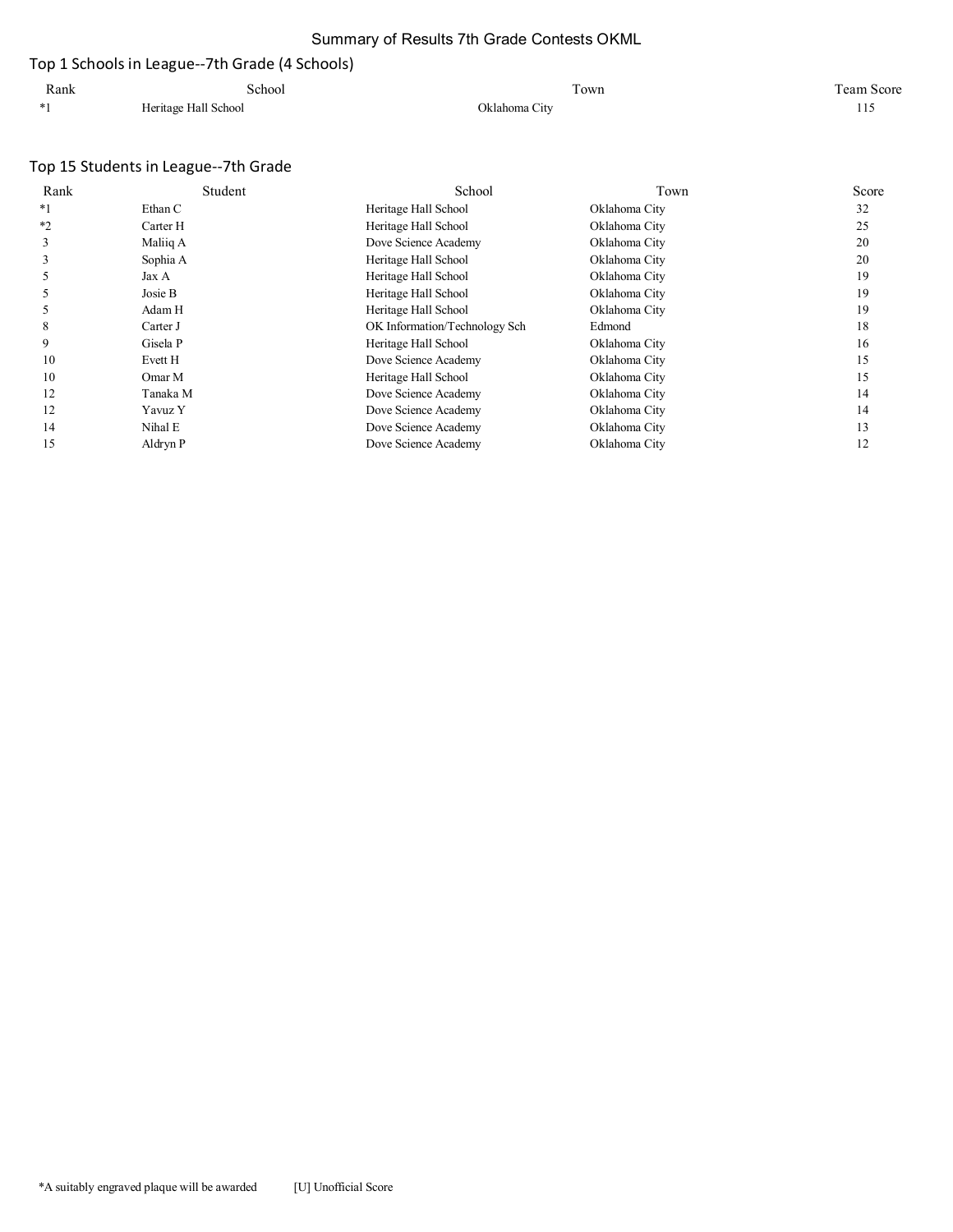# Summary of Results 7th Grade Contests OKML

## Top 1 Schools in League--7th Grade (4 Schools)

| Rank | School | Town | Team Score |
|---|---|---|---|
| *1 | Heritage Hall School | Oklahoma City | 115 |

## Top 15 Students in League--7th Grade

| Rank | Student | School | Town | Score |
|---|---|---|---|---|
| *1 | Ethan C | Heritage Hall School | Oklahoma City | 32 |
| *2 | Carter H | Heritage Hall School | Oklahoma City | 25 |
| 3 | Maliiq A | Dove Science Academy | Oklahoma City | 20 |
| 3 | Sophia A | Heritage Hall School | Oklahoma City | 20 |
| 5 | Jax A | Heritage Hall School | Oklahoma City | 19 |
| 5 | Josie B | Heritage Hall School | Oklahoma City | 19 |
| 5 | Adam H | Heritage Hall School | Oklahoma City | 19 |
| 8 | Carter J | OK Information/Technology Sch | Edmond | 18 |
| 9 | Gisela P | Heritage Hall School | Oklahoma City | 16 |
| 10 | Evett H | Dove Science Academy | Oklahoma City | 15 |
| 10 | Omar M | Heritage Hall School | Oklahoma City | 15 |
| 12 | Tanaka M | Dove Science Academy | Oklahoma City | 14 |
| 12 | Yavuz Y | Dove Science Academy | Oklahoma City | 14 |
| 14 | Nihal E | Dove Science Academy | Oklahoma City | 13 |
| 15 | Aldryn P | Dove Science Academy | Oklahoma City | 12 |

*A suitably engraved plaque will be awarded [U] Unofficial Score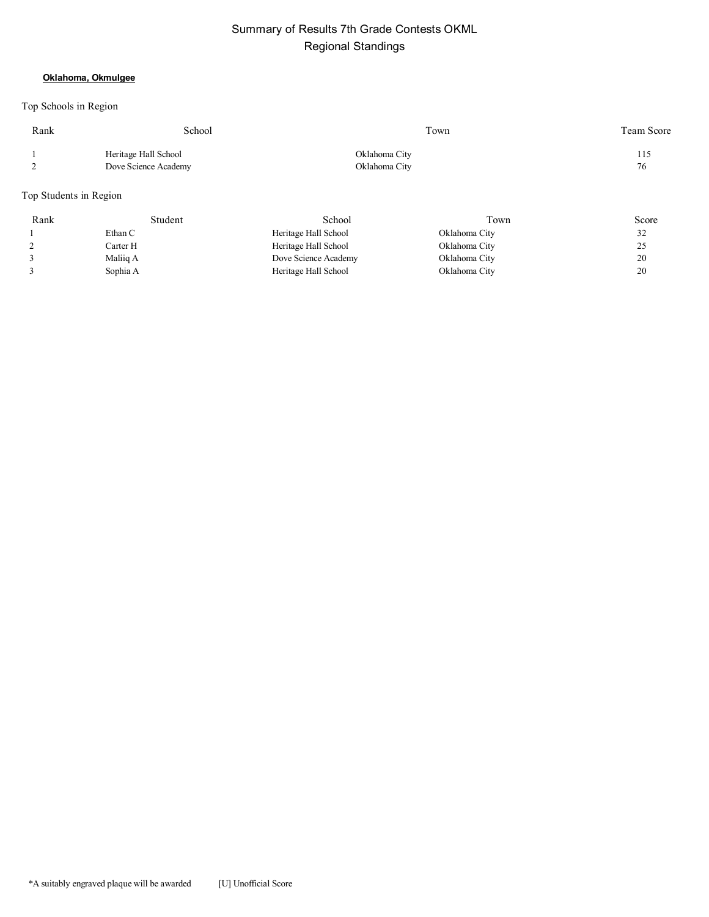# Summary of Results 7th Grade Contests OKML
## Regional Standings

**Oklahoma, Okmulgee**

Top Schools in Region

| Rank | School | Town | Team Score |
|---|---|---|---|
| 1 | Heritage Hall School | Oklahoma City | 115 |
| 2 | Dove Science Academy | Oklahoma City | 76 |

Top Students in Region

| Rank | Student | School | Town | Score |
|---|---|---|---|---|
| 1 | Ethan C | Heritage Hall School | Oklahoma City | 32 |
| 2 | Carter H | Heritage Hall School | Oklahoma City | 25 |
| 3 | Maliiq A | Dove Science Academy | Oklahoma City | 20 |
| 3 | Sophia A | Heritage Hall School | Oklahoma City | 20 |

*A suitably engraved plaque will be awarded [U] Unofficial Score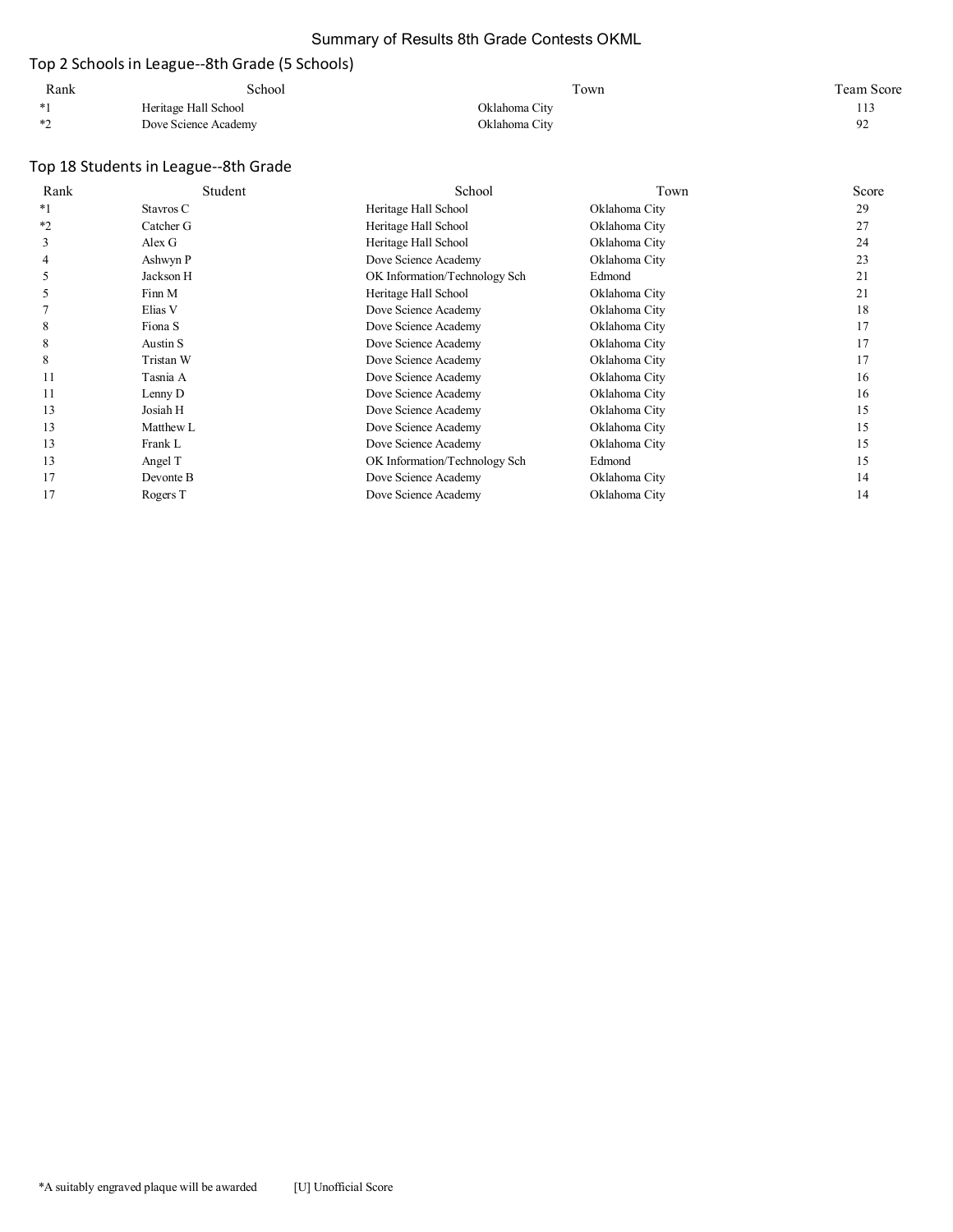# Summary of Results 8th Grade Contests OKML

## Top 2 Schools in League--8th Grade (5 Schools)

| Rank | School | Town | Team Score |
|---|---|---|---|
| *1 | Heritage Hall School | Oklahoma City | 113 |
| *2 | Dove Science Academy | Oklahoma City | 92 |

## Top 18 Students in League--8th Grade

| Rank | Student | School | Town | Score |
|---|---|---|---|---|
| *1 | Stavros C | Heritage Hall School | Oklahoma City | 29 |
| *2 | Catcher G | Heritage Hall School | Oklahoma City | 27 |
| 3 | Alex G | Heritage Hall School | Oklahoma City | 24 |
| 4 | Ashwyn P | Dove Science Academy | Oklahoma City | 23 |
| 5 | Jackson H | OK Information/Technology Sch | Edmond | 21 |
| 5 | Finn M | Heritage Hall School | Oklahoma City | 21 |
| 7 | Elias V | Dove Science Academy | Oklahoma City | 18 |
| 8 | Fiona S | Dove Science Academy | Oklahoma City | 17 |
| 8 | Austin S | Dove Science Academy | Oklahoma City | 17 |
| 8 | Tristan W | Dove Science Academy | Oklahoma City | 17 |
| 11 | Tasnia A | Dove Science Academy | Oklahoma City | 16 |
| 11 | Lenny D | Dove Science Academy | Oklahoma City | 16 |
| 13 | Josiah H | Dove Science Academy | Oklahoma City | 15 |
| 13 | Matthew L | Dove Science Academy | Oklahoma City | 15 |
| 13 | Frank L | Dove Science Academy | Oklahoma City | 15 |
| 13 | Angel T | OK Information/Technology Sch | Edmond | 15 |
| 17 | Devonte B | Dove Science Academy | Oklahoma City | 14 |
| 17 | Rogers T | Dove Science Academy | Oklahoma City | 14 |

*A suitably engraved plaque will be awarded [U] Unofficial Score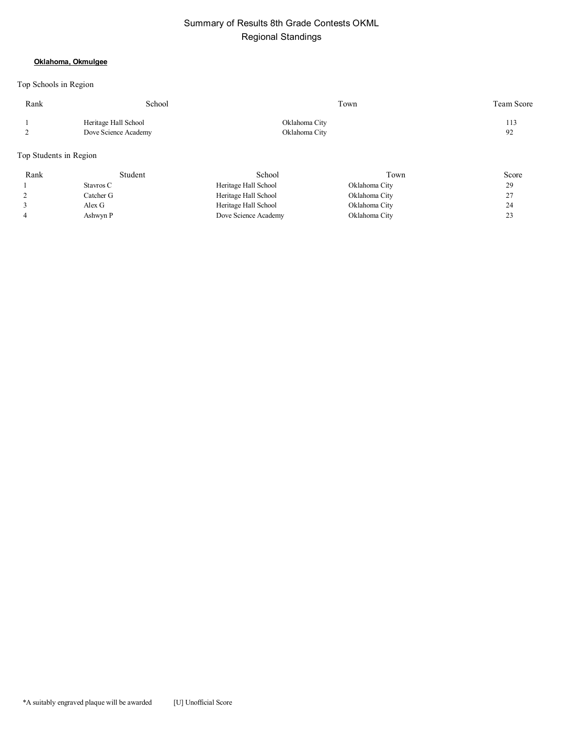# Summary of Results 8th Grade Contests OKML
## Regional Standings

**Oklahoma, Okmulgee**

Top Schools in Region

| Rank | School | Town | Team Score |
|---|---|---|---|
| 1 | Heritage Hall School | Oklahoma City | 113 |
| 2 | Dove Science Academy | Oklahoma City | 92 |

Top Students in Region

| Rank | Student | School | Town | Score |
|---|---|---|---|---|
| 1 | Stavros C | Heritage Hall School | Oklahoma City | 29 |
| 2 | Catcher G | Heritage Hall School | Oklahoma City | 27 |
| 3 | Alex G | Heritage Hall School | Oklahoma City | 24 |
| 4 | Ashwyn P | Dove Science Academy | Oklahoma City | 23 |

*A suitably engraved plaque will be awarded    [U] Unofficial Score